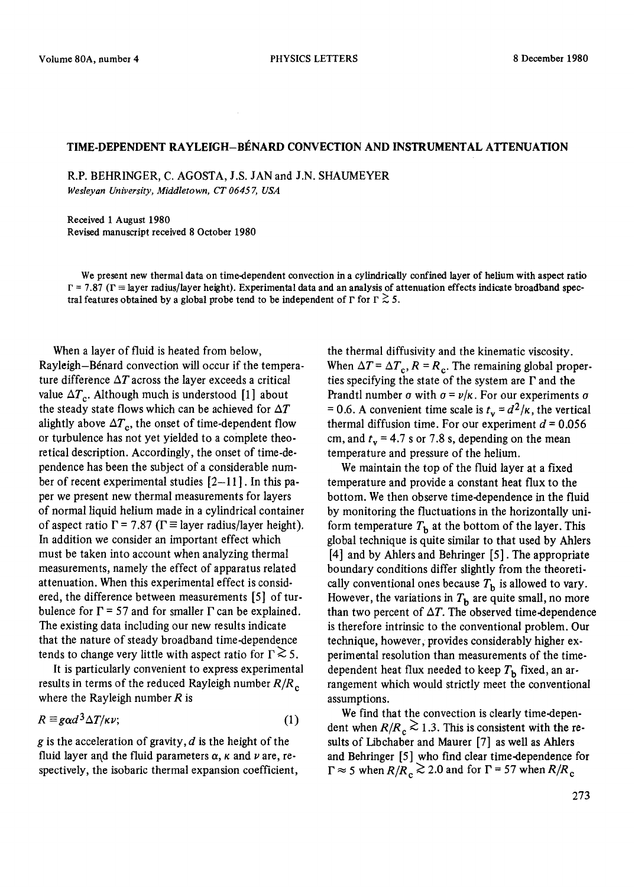# TIME-DEPENDENT RAYLEIGH–BÉNARD CONVECTION AND INSTRUMENTAL ATTENUATION

R.P. BEHRINGER, C. AGOSTA, J.S. JAN and J.N. SHAUMEYER

*Wesleyan University, Middletown, CT 06457, USA*

Received 1 August 1980
Revised manuscript received 8 October 1980

We present new thermal data on time-dependent convection in a cylindrically confined layer of helium with aspect ratio $\Gamma = 7.87$ ($\Gamma \equiv$ layer radius/layer height). Experimental data and an analysis of attenuation effects indicate broadband spectral features obtained by a global probe tend to be independent of $\Gamma$ for $\Gamma \gtrsim 5$.

When a layer of fluid is heated from below, Rayleigh–Bénard convection will occur if the temperature difference $\Delta T$ across the layer exceeds a critical value $\Delta T_c$. Although much is understood [1] about the steady state flows which can be achieved for $\Delta T$ alightly above $\Delta T_c$, the onset of time-dependent flow or turbulence has not yet yielded to a complete theoretical description. Accordingly, the onset of time-dependence has been the subject of a considerable number of recent experimental studies [2–11]. In this paper we present new thermal measurements for layers of normal liquid helium made in a cylindrical container of aspect ratio $\Gamma = 7.87$ ($\Gamma \equiv$ layer radius/layer height). In addition we consider an important effect which must be taken into account when analyzing thermal measurements, namely the effect of apparatus related attenuation. When this experimental effect is considered, the difference between measurements [5] of turbulence for $\Gamma = 57$ and for smaller $\Gamma$ can be explained. The existing data including our new results indicate that the nature of steady broadband time-dependence tends to change very little with aspect ratio for $\Gamma \gtrsim 5$.

It is particularly convenient to express experimental results in terms of the reduced Rayleigh number $R/R_c$ where the Rayleigh number $R$ is

$$R \equiv g\alpha d^3 \Delta T/\kappa\nu; \tag{1}$$

$g$ is the acceleration of gravity, $d$ is the height of the fluid layer and the fluid parameters $\alpha$, $\kappa$ and $\nu$ are, respectively, the isobaric thermal expansion coefficient, the thermal diffusivity and the kinematic viscosity. When $\Delta T = \Delta T_c$, $R = R_c$. The remaining global properties specifying the state of the system are $\Gamma$ and the Prandtl number $\sigma$ with $\sigma = \nu/\kappa$. For our experiments $\sigma = 0.6$. A convenient time scale is $t_v = d^2/\kappa$, the vertical thermal diffusion time. For our experiment $d = 0.056$ cm, and $t_v = 4.7$ s or 7.8 s, depending on the mean temperature and pressure of the helium.

We maintain the top of the fluid layer at a fixed temperature and provide a constant heat flux to the bottom. We then observe time-dependence in the fluid by monitoring the fluctuations in the horizontally uniform temperature $T_b$ at the bottom of the layer. This global technique is quite similar to that used by Ahlers [4] and by Ahlers and Behringer [5]. The appropriate boundary conditions differ slightly from the theoretically conventional ones because $T_b$ is allowed to vary. However, the variations in $T_b$ are quite small, no more than two percent of $\Delta T$. The observed time-dependence is therefore intrinsic to the conventional problem. Our technique, however, provides considerably higher experimental resolution than measurements of the time-dependent heat flux needed to keep $T_b$ fixed, an arrangement which would strictly meet the conventional assumptions.

We find that the convection is clearly time-dependent when $R/R_c \gtrsim 1.3$. This is consistent with the results of Libchaber and Maurer [7] as well as Ahlers and Behringer [5] who find clear time-dependence for $\Gamma \approx 5$ when $R/R_c \gtrsim 2.0$ and for $\Gamma = 57$ when $R/R_c$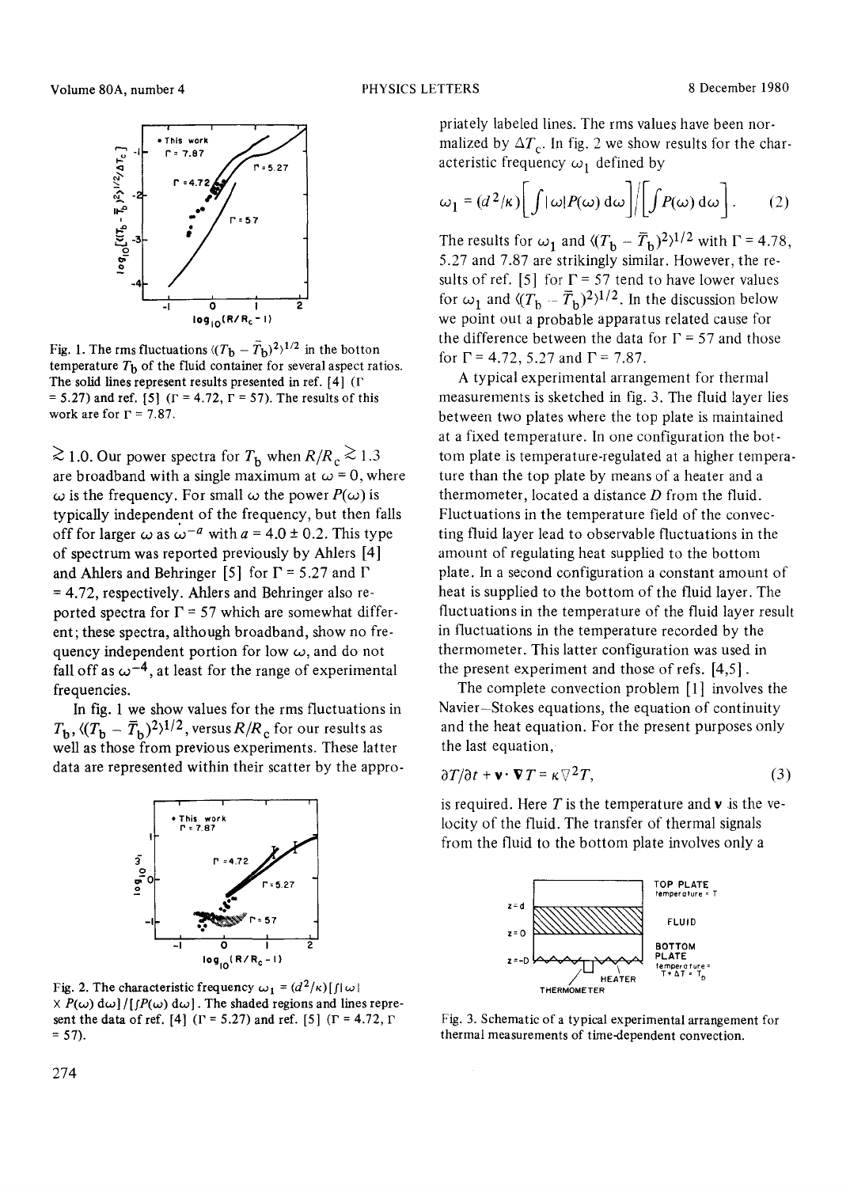Fig. 1. The rms fluctuations $\langle (T_b - \bar{T}_b)^2 \rangle^{1/2}$ in the botton temperature $T_b$ of the fluid container for several aspect ratios. The solid lines represent results presented in ref. [4] ($\Gamma = 5.27$) and ref. [5] ($\Gamma = 4.72$, $\Gamma = 57$). The results of this work are for $\Gamma = 7.87$.

$\gtrsim 1.0$. Our power spectra for $T_b$ when $R/R_c \gtrsim 1.3$ are broadband with a single maximum at $\omega = 0$, where $\omega$ is the frequency. For small $\omega$ the power $P(\omega)$ is typically independent of the frequency, but then falls off for larger $\omega$ as $\omega^{-a}$ with $a = 4.0 \pm 0.2$. This type of spectrum was reported previously by Ahlers [4] and Ahlers and Behringer [5] for $\Gamma = 5.27$ and $\Gamma = 4.72$, respectively. Ahlers and Behringer also reported spectra for $\Gamma = 57$ which are somewhat different; these spectra, although broadband, show no frequency independent portion for low $\omega$, and do not fall off as $\omega^{-4}$, at least for the range of experimental frequencies.

In fig. 1 we show values for the rms fluctuations in $T_b$, $\langle (T_b - \bar{T}_b)^2 \rangle^{1/2}$, versus $R/R_c$ for our results as well as those from previous experiments. These latter data are represented within their scatter by the appropriately labeled lines. The rms values have been normalized by $\Delta T_c$. In fig. 2 we show results for the characteristic frequency $\omega_1$ defined by

$$\omega_1 = (d^2/\kappa) \left[ \int |\omega| P(\omega)\, d\omega \right] \Big/ \left[ \int P(\omega)\, d\omega \right]. \quad (2)$$

The results for $\omega_1$ and $\langle (T_b - \bar{T}_b)^2 \rangle^{1/2}$ with $\Gamma = 4.78$, 5.27 and 7.87 are strikingly similar. However, the results of ref. [5] for $\Gamma = 57$ tend to have lower values for $\omega_1$ and $\langle (T_b - \bar{T}_b)^2 \rangle^{1/2}$. In the discussion below we point out a probable apparatus related cause for the difference between the data for $\Gamma = 57$ and those for $\Gamma = 4.72$, 5.27 and $\Gamma = 7.87$.

Fig. 2. The characteristic frequency $\omega_1 = (d^2/\kappa)[\int |\omega| \times P(\omega)\, d\omega] / [\int P(\omega)\, d\omega]$. The shaded regions and lines represent the data of ref. [4] ($\Gamma = 5.27$) and ref. [5] ($\Gamma = 4.72$, $\Gamma = 57$).

A typical experimental arrangement for thermal measurements is sketched in fig. 3. The fluid layer lies between two plates where the top plate is maintained at a fixed temperature. In one configuration the bottom plate is temperature-regulated at a higher temperature than the top plate by means of a heater and a thermometer, located a distance $D$ from the fluid. Fluctuations in the temperature field of the convecting fluid layer lead to observable fluctuations in the amount of regulating heat supplied to the bottom plate. In a second configuration a constant amount of heat is supplied to the bottom of the fluid layer. The fluctuations in the temperature of the fluid layer result in fluctuations in the temperature recorded by the thermometer. This latter configuration was used in the present experiment and those of refs. [4,5].

The complete convection problem [1] involves the Navier–Stokes equations, the equation of continuity and the heat equation. For the present purposes only the last equation,

$$\partial T/\partial t + \mathbf{v} \cdot \nabla T = \kappa \nabla^2 T, \quad (3)$$

is required. Here $T$ is the temperature and $\mathbf{v}$ is the velocity of the fluid. The transfer of thermal signals from the fluid to the bottom plate involves only a

Fig. 3. Schematic of a typical experimental arrangement for thermal measurements of time-dependent convection.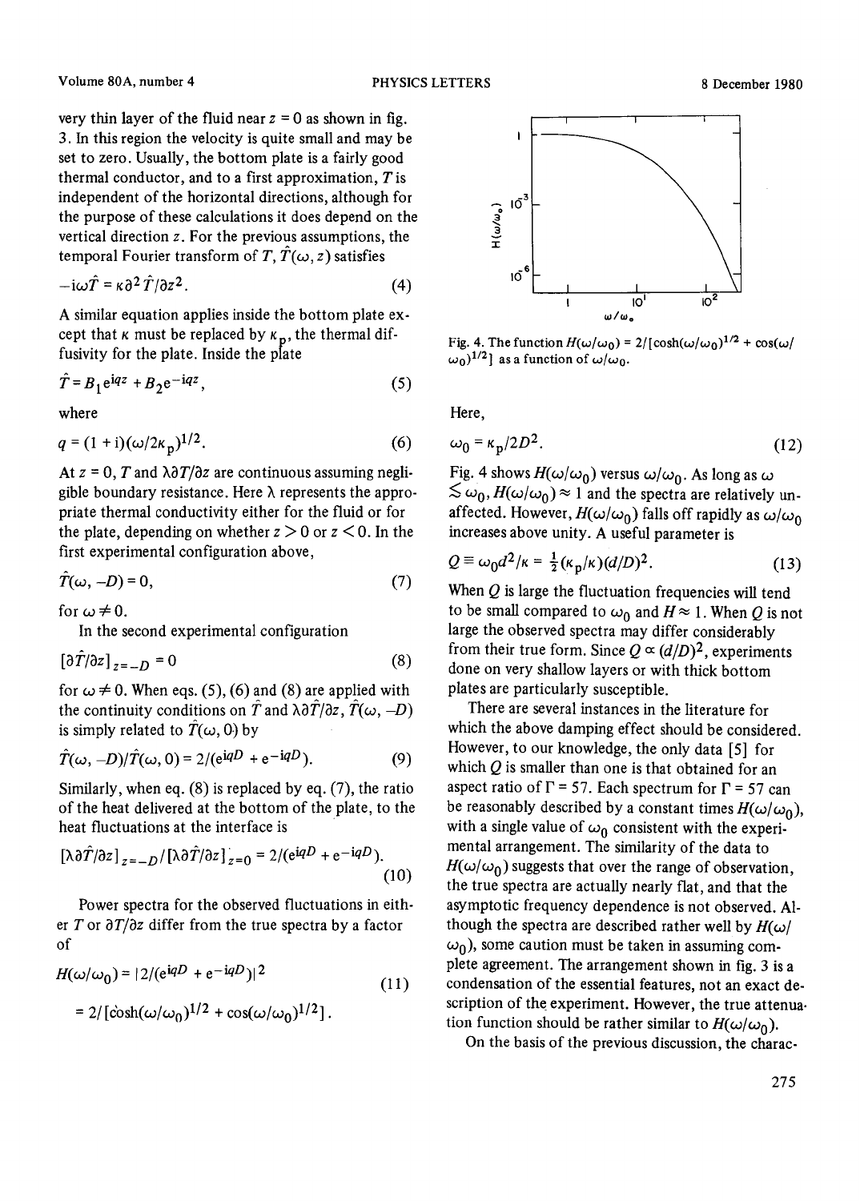very thin layer of the fluid near $z = 0$ as shown in fig. 3. In this region the velocity is quite small and may be set to zero. Usually, the bottom plate is a fairly good thermal conductor, and to a first approximation, $T$ is independent of the horizontal directions, although for the purpose of these calculations it does depend on the vertical direction $z$. For the previous assumptions, the temporal Fourier transform of $T$, $\hat{T}(\omega, z)$ satisfies

$$-\mathrm{i}\omega\hat{T} = \kappa\partial^2\hat{T}/\partial z^2. \tag{4}$$

A similar equation applies inside the bottom plate except that $\kappa$ must be replaced by $\kappa_p$, the thermal diffusivity for the plate. Inside the plate

$$\hat{T} = B_1 e^{iqz} + B_2 e^{-iqz}, \tag{5}$$

where

$$q = (1 + \mathrm{i})(\omega/2\kappa_p)^{1/2}. \tag{6}$$

At $z = 0$, $T$ and $\lambda\partial T/\partial z$ are continuous assuming negligible boundary resistance. Here $\lambda$ represents the appropriate thermal conductivity either for the fluid or for the plate, depending on whether $z > 0$ or $z < 0$. In the first experimental configuration above,

$$\hat{T}(\omega, -D) = 0, \tag{7}$$

for $\omega \neq 0$.

In the second experimental configuration

$$[\partial\hat{T}/\partial z]_{z=-D} = 0 \tag{8}$$

for $\omega \neq 0$. When eqs. (5), (6) and (8) are applied with the continuity conditions on $\hat{T}$ and $\lambda\partial\hat{T}/\partial z$, $\hat{T}(\omega, -D)$ is simply related to $\hat{T}(\omega, 0)$ by

$$\hat{T}(\omega, -D)/\hat{T}(\omega, 0) = 2/(e^{iqD} + e^{-iqD}). \tag{9}$$

Similarly, when eq. (8) is replaced by eq. (7), the ratio of the heat delivered at the bottom of the plate, to the heat fluctuations at the interface is

$$[\lambda\partial\hat{T}/\partial z]_{z=-D}/[\lambda\partial\hat{T}/\partial z]_{z=0} = 2/(e^{iqD} + e^{-iqD}). \tag{10}$$

Power spectra for the observed fluctuations in either $T$ or $\partial T/\partial z$ differ from the true spectra by a factor of

$$H(\omega/\omega_0) = |2/(e^{iqD} + e^{-iqD})|^2 = 2/[\cosh(\omega/\omega_0)^{1/2} + \cos(\omega/\omega_0)^{1/2}]. \tag{11}$$

Fig. 4. The function $H(\omega/\omega_0) = 2/[\cosh(\omega/\omega_0)^{1/2} + \cos(\omega/\omega_0)^{1/2}]$ as a function of $\omega/\omega_0$.

Here,

$$\omega_0 = \kappa_p/2D^2. \tag{12}$$

Fig. 4 shows $H(\omega/\omega_0)$ versus $\omega/\omega_0$. As long as $\omega \lesssim \omega_0$, $H(\omega/\omega_0) \approx 1$ and the spectra are relatively unaffected. However, $H(\omega/\omega_0)$ falls off rapidly as $\omega/\omega_0$ increases above unity. A useful parameter is

$$Q \equiv \omega_0 d^2/\kappa = \tfrac{1}{2}(\kappa_p/\kappa)(d/D)^2. \tag{13}$$

When $Q$ is large the fluctuation frequencies will tend to be small compared to $\omega_0$ and $H \approx 1$. When $Q$ is not large the observed spectra may differ considerably from their true form. Since $Q \propto (d/D)^2$, experiments done on very shallow layers or with thick bottom plates are particularly susceptible.

There are several instances in the literature for which the above damping effect should be considered. However, to our knowledge, the only data [5] for which $Q$ is smaller than one is that obtained for an aspect ratio of $\Gamma = 57$. Each spectrum for $\Gamma = 57$ can be reasonably described by a constant times $H(\omega/\omega_0)$, with a single value of $\omega_0$ consistent with the experimental arrangement. The similarity of the data to $H(\omega/\omega_0)$ suggests that over the range of observation, the true spectra are actually nearly flat, and that the asymptotic frequency dependence is not observed. Although the spectra are described rather well by $H(\omega/\omega_0)$, some caution must be taken in assuming complete agreement. The arrangement shown in fig. 3 is a condensation of the essential features, not an exact description of the experiment. However, the true attenuation function should be rather similar to $H(\omega/\omega_0)$.

On the basis of the previous discussion, the charac-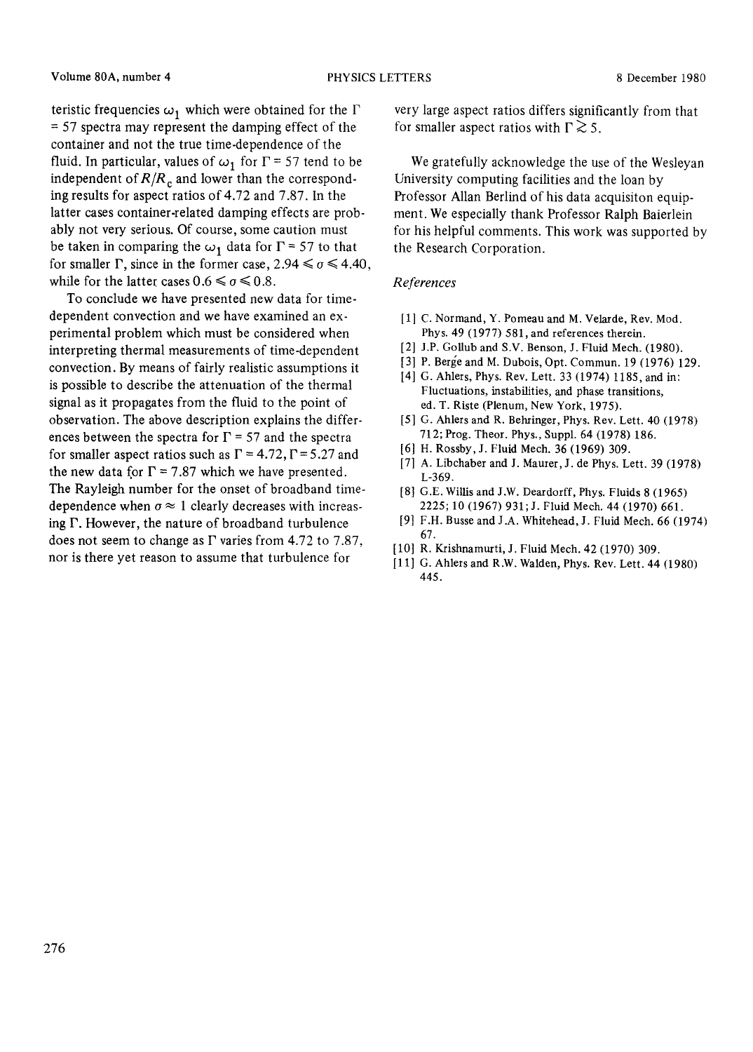teristic frequencies $\omega_1$ which were obtained for the $\Gamma = 57$ spectra may represent the damping effect of the container and not the true time-dependence of the fluid. In particular, values of $\omega_1$ for $\Gamma = 57$ tend to be independent of $R/R_c$ and lower than the corresponding results for aspect ratios of 4.72 and 7.87. In the latter cases container-related damping effects are probably not very serious. Of course, some caution must be taken in comparing the $\omega_1$ data for $\Gamma = 57$ to that for smaller $\Gamma$, since in the former case, $2.94 \leqslant \sigma \leqslant 4.40$, while for the latter cases $0.6 \leqslant \sigma \leqslant 0.8$.

To conclude we have presented new data for time-dependent convection and we have examined an experimental problem which must be considered when interpreting thermal measurements of time-dependent convection. By means of fairly realistic assumptions it is possible to describe the attenuation of the thermal signal as it propagates from the fluid to the point of observation. The above description explains the differences between the spectra for $\Gamma = 57$ and the spectra for smaller aspect ratios such as $\Gamma = 4.72$, $\Gamma = 5.27$ and the new data for $\Gamma = 7.87$ which we have presented. The Rayleigh number for the onset of broadband time-dependence when $\sigma \approx 1$ clearly decreases with increasing $\Gamma$. However, the nature of broadband turbulence does not seem to change as $\Gamma$ varies from 4.72 to 7.87, nor is there yet reason to assume that turbulence for very large aspect ratios differs significantly from that for smaller aspect ratios with $\Gamma \gtrsim 5$.

We gratefully acknowledge the use of the Wesleyan University computing facilities and the loan by Professor Allan Berlind of his data acquisiton equipment. We especially thank Professor Ralph Baierlein for his helpful comments. This work was supported by the Research Corporation.

## *References*

[1] C. Normand, Y. Pomeau and M. Velarde, Rev. Mod. Phys. 49 (1977) 581, and references therein.

[2] J.P. Gollub and S.V. Benson, J. Fluid Mech. (1980).

[3] P. Bergé and M. Dubois, Opt. Commun. 19 (1976) 129.

[4] G. Ahlers, Phys. Rev. Lett. 33 (1974) 1185, and in: Fluctuations, instabilities, and phase transitions, ed. T. Riste (Plenum, New York, 1975).

[5] G. Ahlers and R. Behringer, Phys. Rev. Lett. 40 (1978) 712; Prog. Theor. Phys., Suppl. 64 (1978) 186.

[6] H. Rossby, J. Fluid Mech. 36 (1969) 309.

[7] A. Libchaber and J. Maurer, J. de Phys. Lett. 39 (1978) L-369.

[8] G.E. Willis and J.W. Deardorff, Phys. Fluids 8 (1965) 2225; 10 (1967) 931; J. Fluid Mech. 44 (1970) 661.

[9] F.H. Busse and J.A. Whitehead, J. Fluid Mech. 66 (1974) 67.

[10] R. Krishnamurti, J. Fluid Mech. 42 (1970) 309.

[11] G. Ahlers and R.W. Walden, Phys. Rev. Lett. 44 (1980) 445.